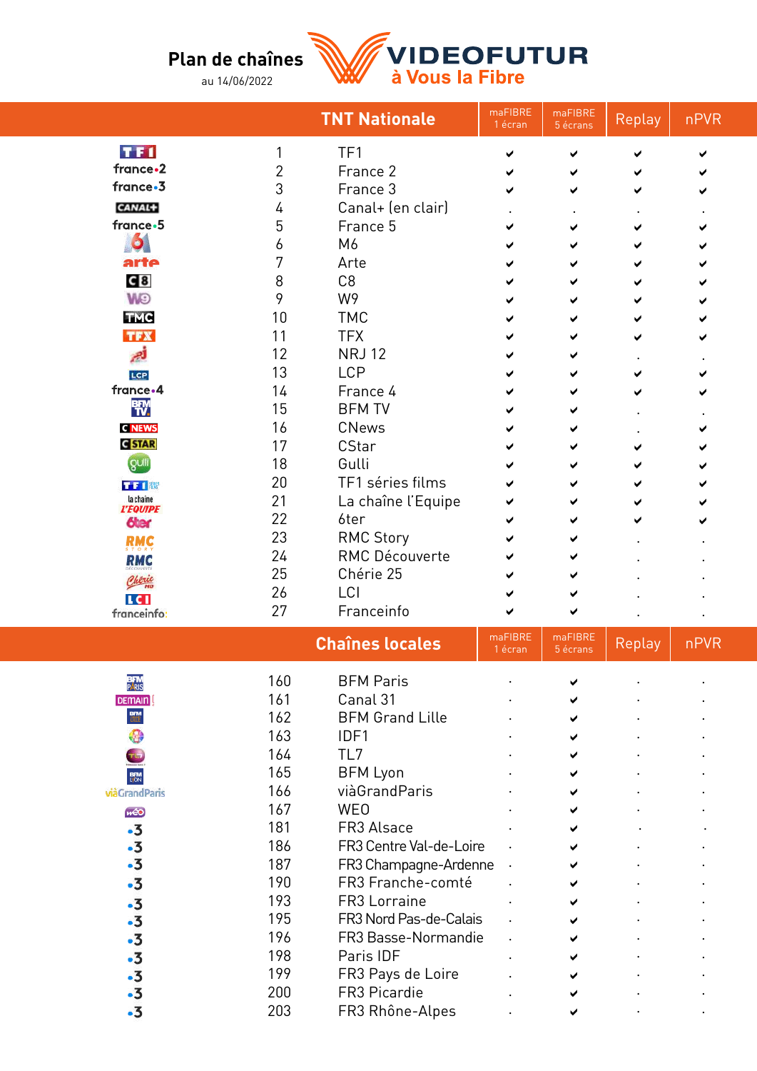# Plan de chaînes

au 14/06/2022

**VIDEOFUTUR**
à Vous la Fibre

| N° | TNT Nationale | maFIBRE 1 écran | maFIBRE 5 écrans | Replay | nPVR |
|---|---|---|---|---|---|
| 1 | TF1 | ✔ | ✔ | ✔ | ✔ |
| 2 | France 2 | ✔ | ✔ | ✔ | ✔ |
| 3 | France 3 | ✔ | ✔ | ✔ | ✔ |
| 4 | Canal+ (en clair) | . | . | . | . |
| 5 | France 5 | ✔ | ✔ | ✔ | ✔ |
| 6 | M6 | ✔ | ✔ | ✔ | ✔ |
| 7 | Arte | ✔ | ✔ | ✔ | ✔ |
| 8 | C8 | ✔ | ✔ | ✔ | ✔ |
| 9 | W9 | ✔ | ✔ | ✔ | ✔ |
| 10 | TMC | ✔ | ✔ | ✔ | ✔ |
| 11 | TFX | ✔ | ✔ | ✔ | ✔ |
| 12 | NRJ 12 | ✔ | ✔ | . | . |
| 13 | LCP | ✔ | ✔ | ✔ | ✔ |
| 14 | France 4 | ✔ | ✔ | ✔ | ✔ |
| 15 | BFM TV | ✔ | ✔ | . | . |
| 16 | CNews | ✔ | ✔ | . | ✔ |
| 17 | CStar | ✔ | ✔ | ✔ | ✔ |
| 18 | Gulli | ✔ | ✔ | ✔ | ✔ |
| 20 | TF1 séries films | ✔ | ✔ | ✔ | ✔ |
| 21 | La chaîne l'Equipe | ✔ | ✔ | ✔ | ✔ |
| 22 | 6ter | ✔ | ✔ | ✔ | ✔ |
| 23 | RMC Story | ✔ | ✔ | . | . |
| 24 | RMC Découverte | ✔ | ✔ | . | . |
| 25 | Chérie 25 | ✔ | ✔ | . | . |
| 26 | LCI | ✔ | ✔ | . | . |
| 27 | Franceinfo | ✔ | ✔ | . | . |

| N° | Chaînes locales | maFIBRE 1 écran | maFIBRE 5 écrans | Replay | nPVR |
|---|---|---|---|---|---|
| 160 | BFM Paris | . | ✔ | . | . |
| 161 | Canal 31 | . | ✔ | . | . |
| 162 | BFM Grand Lille | . | ✔ | . | . |
| 163 | IDF1 | . | ✔ | . | . |
| 164 | TL7 | . | ✔ | . | . |
| 165 | BFM Lyon | . | ✔ | . | . |
| 166 | viàGrandParis | . | ✔ | . | . |
| 167 | WEO | . | ✔ | . | . |
| 181 | FR3 Alsace | . | ✔ | . | . |
| 186 | FR3 Centre Val-de-Loire | . | ✔ | . | . |
| 187 | FR3 Champagne-Ardenne | . | ✔ | . | . |
| 190 | FR3 Franche-comté | . | ✔ | . | . |
| 193 | FR3 Lorraine | . | ✔ | . | . |
| 195 | FR3 Nord Pas-de-Calais | . | ✔ | . | . |
| 196 | FR3 Basse-Normandie | . | ✔ | . | . |
| 198 | Paris IDF | . | ✔ | . | . |
| 199 | FR3 Pays de Loire | . | ✔ | . | . |
| 200 | FR3 Picardie | . | ✔ | . | . |
| 203 | FR3 Rhône-Alpes | . | ✔ | . | . |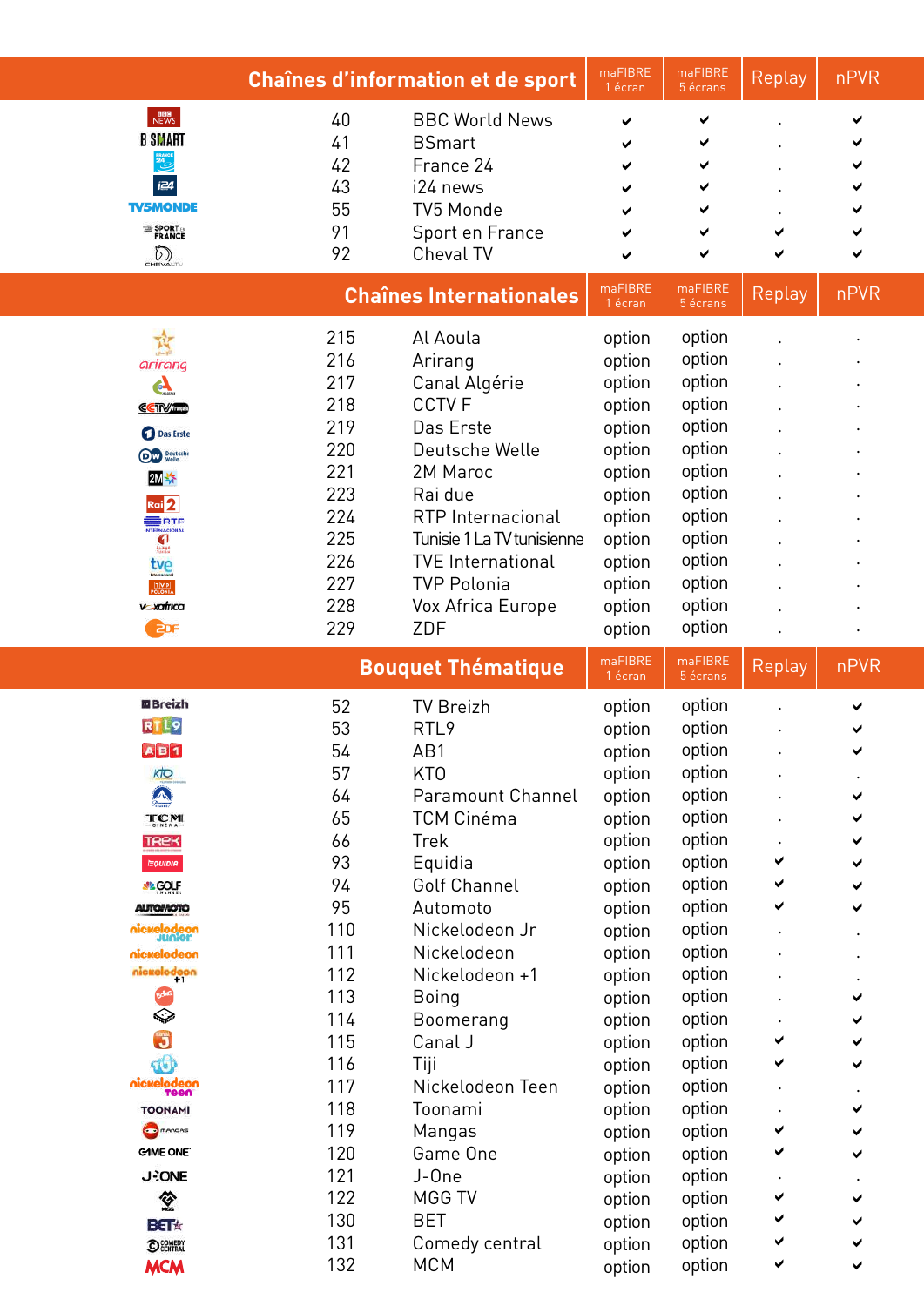| Chaînes d'information et de sport | | maFIBRE 1 écran | maFIBRE 5 écrans | Replay | nPVR |
|---|---|---|---|---|---|
| 40 | BBC World News | ✔ | ✔ | . | ✔ |
| 41 | BSmart | ✔ | ✔ | . | ✔ |
| 42 | France 24 | ✔ | ✔ | . | ✔ |
| 43 | i24 news | ✔ | ✔ | . | ✔ |
| 55 | TV5 Monde | ✔ | ✔ | . | ✔ |
| 91 | Sport en France | ✔ | ✔ | ✔ | ✔ |
| 92 | Cheval TV | ✔ | ✔ | ✔ | ✔ |

| Chaînes Internationales | | maFIBRE 1 écran | maFIBRE 5 écrans | Replay | nPVR |
|---|---|---|---|---|---|
| 215 | Al Aoula | option | option | . | . |
| 216 | Arirang | option | option | . | . |
| 217 | Canal Algérie | option | option | . | . |
| 218 | CCTV F | option | option | . | . |
| 219 | Das Erste | option | option | . | . |
| 220 | Deutsche Welle | option | option | . | . |
| 221 | 2M Maroc | option | option | . | . |
| 223 | Rai due | option | option | . | . |
| 224 | RTP Internacional | option | option | . | . |
| 225 | Tunisie 1 La TV tunisienne | option | option | . | . |
| 226 | TVE International | option | option | . | . |
| 227 | TVP Polonia | option | option | . | . |
| 228 | Vox Africa Europe | option | option | . | . |
| 229 | ZDF | option | option | . | . |

| Bouquet Thématique | | maFIBRE 1 écran | maFIBRE 5 écrans | Replay | nPVR |
|---|---|---|---|---|---|
| 52 | TV Breizh | option | option | . | ✔ |
| 53 | RTL9 | option | option | . | ✔ |
| 54 | AB1 | option | option | . | ✔ |
| 57 | KTO | option | option | . | . |
| 64 | Paramount Channel | option | option | . | ✔ |
| 65 | TCM Cinéma | option | option | . | ✔ |
| 66 | Trek | option | option | . | ✔ |
| 93 | Equidia | option | option | ✔ | ✔ |
| 94 | Golf Channel | option | option | ✔ | ✔ |
| 95 | Automoto | option | option | ✔ | ✔ |
| 110 | Nickelodeon Jr | option | option | . | . |
| 111 | Nickelodeon | option | option | . | . |
| 112 | Nickelodeon +1 | option | option | . | . |
| 113 | Boing | option | option | . | ✔ |
| 114 | Boomerang | option | option | . | ✔ |
| 115 | Canal J | option | option | ✔ | ✔ |
| 116 | Tiji | option | option | ✔ | ✔ |
| 117 | Nickelodeon Teen | option | option | . | . |
| 118 | Toonami | option | option | . | ✔ |
| 119 | Mangas | option | option | ✔ | ✔ |
| 120 | Game One | option | option | ✔ | ✔ |
| 121 | J-One | option | option | . | . |
| 122 | MGG TV | option | option | ✔ | ✔ |
| 130 | BET | option | option | ✔ | ✔ |
| 131 | Comedy central | option | option | ✔ | ✔ |
| 132 | MCM | option | option | ✔ | ✔ |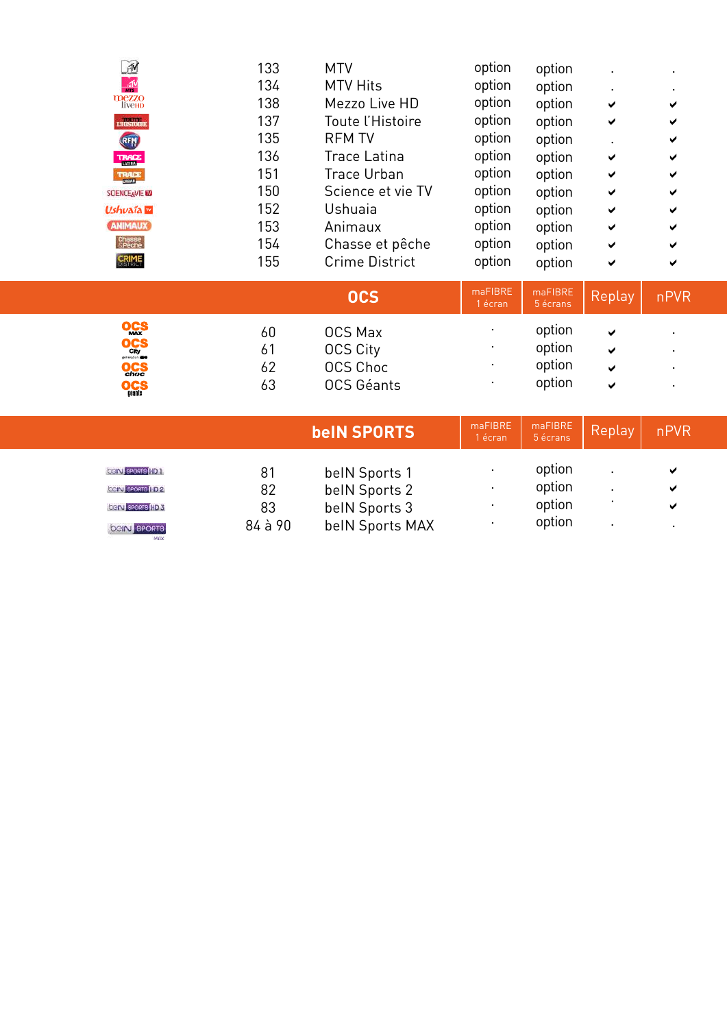| | | | | | | |
|---|---|---|---|---|---|---|
| | 133 | MTV | option | option | · | · |
| | 134 | MTV Hits | option | option | · | · |
| | 138 | Mezzo Live HD | option | option | ✔ | ✔ |
| | 137 | Toute l'Histoire | option | option | ✔ | ✔ |
| | 135 | RFM TV | option | option | · | ✔ |
| | 136 | Trace Latina | option | option | ✔ | ✔ |
| | 151 | Trace Urban | option | option | ✔ | ✔ |
| | 150 | Science et vie TV | option | option | ✔ | ✔ |
| | 152 | Ushuaia | option | option | ✔ | ✔ |
| | 153 | Animaux | option | option | ✔ | ✔ |
| | 154 | Chasse et pêche | option | option | ✔ | ✔ |
| | 155 | Crime District | option | option | ✔ | ✔ |

| | | OCS | maFIBRE 1 écran | maFIBRE 5 écrans | Replay | nPVR |
|---|---|---|---|---|---|---|
| | 60 | OCS Max | · | option | ✔ | · |
| | 61 | OCS City | · | option | ✔ | · |
| | 62 | OCS Choc | · | option | ✔ | · |
| | 63 | OCS Géants | · | option | ✔ | · |

| | | beIN SPORTS | maFIBRE 1 écran | maFIBRE 5 écrans | Replay | nPVR |
|---|---|---|---|---|---|---|
| | 81 | beIN Sports 1 | · | option | · | ✔ |
| | 82 | beIN Sports 2 | · | option | · | ✔ |
| | 83 | beIN Sports 3 | · | option | · | ✔ |
| | 84 à 90 | beIN Sports MAX | · | option | · | · |